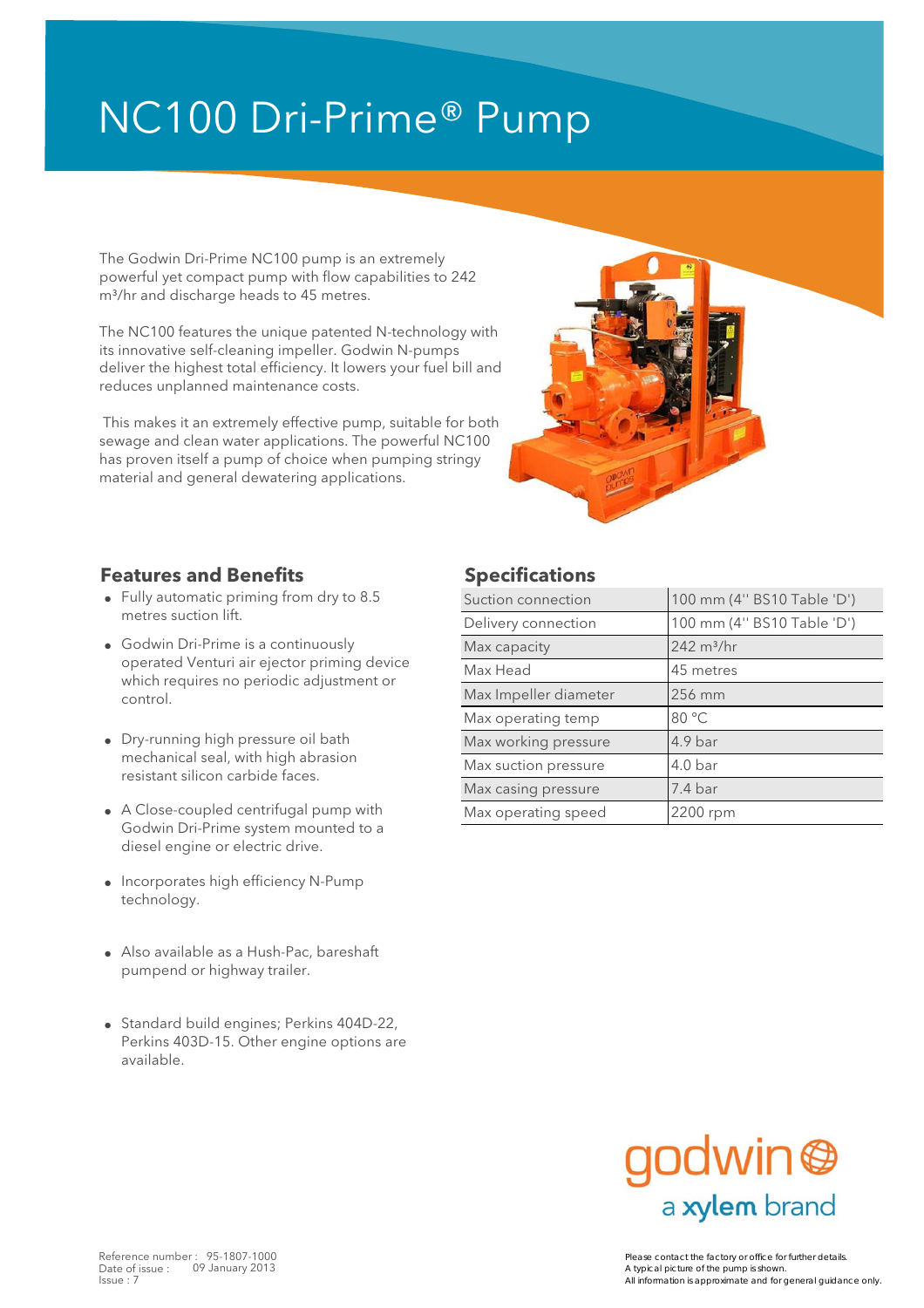# NC100 Dri-Prime® Pump

The Godwin Dri-Prime NC100 pump is an extremely powerful yet compact pump with flow capabilities to 242 m³/hr and discharge heads to 45 metres.

The NC100 features the unique patented N-technology with its innovative self-cleaning impeller. Godwin N-pumps deliver the highest total efficiency. It lowers your fuel bill and reduces unplanned maintenance costs.

This makes it an extremely effective pump, suitable for both sewage and clean water applications. The powerful NC100 has proven itself a pump of choice when pumping stringy material and general dewatering applications.

## Features and Benefits

- Fully automatic priming from dry to 8.5 metres suction lift.
- Godwin Dri-Prime is a continuously operated Venturi air ejector priming device which requires no periodic adjustment or control.
- Dry-running high pressure oil bath mechanical seal, with high abrasion resistant silicon carbide faces.
- A Close-coupled centrifugal pump with Godwin Dri-Prime system mounted to a diesel engine or electric drive.
- Incorporates high efficiency N-Pump technology.
- Also available as a Hush-Pac, bareshaft pumpend or highway trailer.
- Standard build engines; Perkins 404D-22, Perkins 403D-15. Other engine options are available.

## Specifications

| | |
|---|---|
| Suction connection | 100 mm (4'' BS10 Table 'D') |
| Delivery connection | 100 mm (4'' BS10 Table 'D') |
| Max capacity | 242 m³/hr |
| Max Head | 45 metres |
| Max Impeller diameter | 256 mm |
| Max operating temp | 80 °C |
| Max working pressure | 4.9 bar |
| Max suction pressure | 4.0 bar |
| Max casing pressure | 7.4 bar |
| Max operating speed | 2200 rpm |

godwin
a xylem brand

Reference number : 95-1807-1000
Date of issue : 09 January 2013
Issue : 7

Please contact the factory or office for further details.
A typical picture of the pump is shown.
All information is approximate and for general guidance only.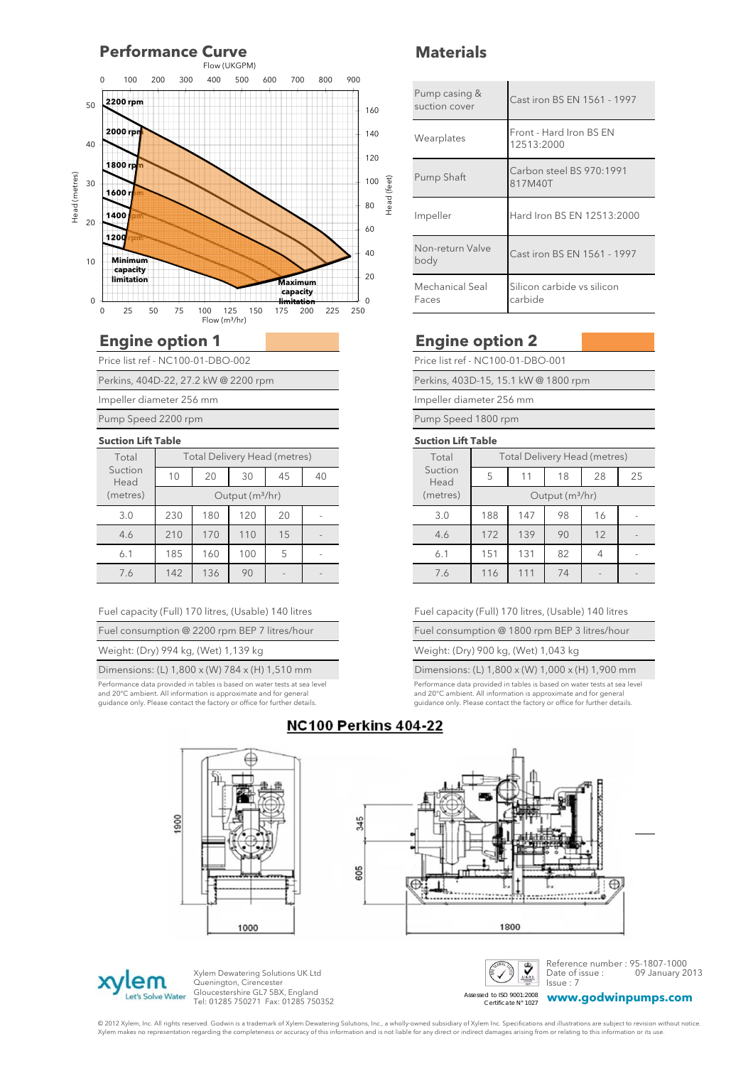## Performance Curve

Flow (UKGPM)

0 100 200 300 400 500 600 700 800 900

Head (metres)

50 40 30 20 10 0

Head (feet)

160 140 120 100 80 60 40 20 0

**2200 rpm**

**2000 rpm**

**1800 rpm**

**1600 rpm**

**1400 rpm**

**1200 rpm**

**Minimum capacity limitation**

**Maximum capacity limitation**

0 25 50 75 100 125 150 175 200 225 250

Flow (m³/hr)

## Materials

| | |
|---|---|
| Pump casing & suction cover | Cast iron BS EN 1561 - 1997 |
| Wearplates | Front - Hard Iron BS EN 12513:2000 |
| Pump Shaft | Carbon steel BS 970:1991 817M40T |
| Impeller | Hard Iron BS EN 12513:2000 |
| Non-return Valve body | Cast iron BS EN 1561 - 1997 |
| Mechanical Seal Faces | Silicon carbide vs silicon carbide |

## Engine option 1

Price list ref - NC100-01-DBO-002

Perkins, 404D-22, 27.2 kW @ 2200 rpm

Impeller diameter 256 mm

Pump Speed 2200 rpm

**Suction Lift Table**

| Total Suction Head (metres) | Total Delivery Head (metres) | | | | |
|---|---|---|---|---|---|
| | 10 | 20 | 30 | 45 | 40 |
| | Output (m³/hr) | | | | |
| 3.0 | 230 | 180 | 120 | 20 | - |
| 4.6 | 210 | 170 | 110 | 15 | - |
| 6.1 | 185 | 160 | 100 | 5 | - |
| 7.6 | 142 | 136 | 90 | - | - |

Fuel capacity (Full) 170 litres, (Usable) 140 litres

Fuel consumption @ 2200 rpm BEP 7 litres/hour

Weight: (Dry) 994 kg, (Wet) 1,139 kg

Dimensions: (L) 1,800 x (W) 784 x (H) 1,510 mm

Performance data provided in tables is based on water tests at sea level and 20°C ambient. All information is approximate and for general guidance only. Please contact the factory or office for further details.

## Engine option 2

Price list ref - NC100-01-DBO-001

Perkins, 403D-15, 15.1 kW @ 1800 rpm

Impeller diameter 256 mm

Pump Speed 1800 rpm

**Suction Lift Table**

| Total Suction Head (metres) | Total Delivery Head (metres) | | | | |
|---|---|---|---|---|---|
| | 5 | 11 | 18 | 28 | 25 |
| | Output (m³/hr) | | | | |
| 3.0 | 188 | 147 | 98 | 16 | - |
| 4.6 | 172 | 139 | 90 | 12 | - |
| 6.1 | 151 | 131 | 82 | 4 | - |
| 7.6 | 116 | 111 | 74 | - | - |

Fuel capacity (Full) 170 litres, (Usable) 140 litres

Fuel consumption @ 1800 rpm BEP 3 litres/hour

Weight: (Dry) 900 kg, (Wet) 1,043 kg

Dimensions: (L) 1,800 x (W) 1,000 x (H) 1,900 mm

Performance data provided in tables is based on water tests at sea level and 20°C ambient. All information is approximate and for general guidance only. Please contact the factory or office for further details.

## NC100 Perkins 404-22

1900

1000

345

605

1800

Xylem Dewatering Solutions UK Ltd
Quenington, Cirencester
Gloucestershire GL7 5BX, England
Tel: 01285 750271 Fax: 01285 750352

Assessed to ISO 9001:2008
Certificate N° 1027

Reference number : 95-1807-1000
Date of issue : 09 January 2013
Issue : 7

**www.godwinpumps.com**

© 2012 Xylem, Inc. All rights reserved. Godwin is a trademark of Xylem Dewatering Solutions, Inc., a wholly-owned subsidiary of Xylem Inc. Specifications and illustrations are subject to revision without notice. Xylem makes no representation regarding the completeness or accuracy of this information and is not liable for any direct or indirect damages arising from or relating to this information or its use.